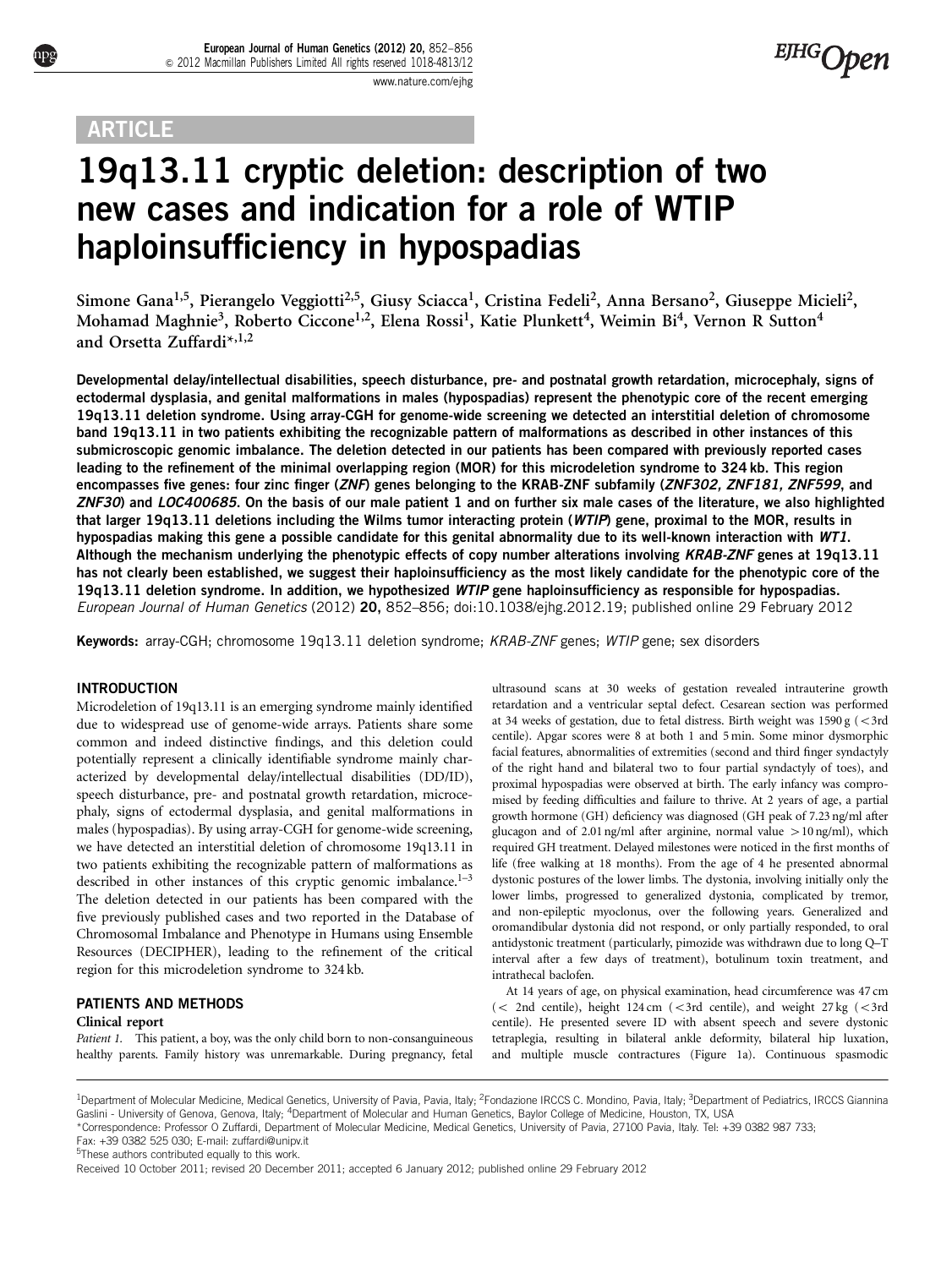ARTICLE

# 19q13.11 cryptic deletion: description of two new cases and indication for a role of WTIP haploinsufficiency in hypospadias

Simone Gana[1,5], Pierangelo Veggiotti[2,5], Giusy Sciacca[1], Cristina Fedeli[2], Anna Bersano[2], Giuseppe Micieli[2], Mohamad Maghnie[3], Roberto Ciccone[1,2], Elena Rossi[1], Katie Plunkett[4], Weimin Bi[4], Vernon R Sutton[4] and Orsetta Zuffardi*[1,2]

**Developmental delay/intellectual disabilities, speech disturbance, pre- and postnatal growth retardation, microcephaly, signs of ectodermal dysplasia, and genital malformations in males (hypospadias) represent the phenotypic core of the recent emerging 19q13.11 deletion syndrome. Using array-CGH for genome-wide screening we detected an interstitial deletion of chromosome band 19q13.11 in two patients exhibiting the recognizable pattern of malformations as described in other instances of this submicroscopic genomic imbalance. The deletion detected in our patients has been compared with previously reported cases leading to the refinement of the minimal overlapping region (MOR) for this microdeletion syndrome to 324 kb. This region encompasses five genes: four zinc finger (*ZNF*) genes belonging to the KRAB-ZNF subfamily (*ZNF302, ZNF181, ZNF599*, and *ZNF30*) and *LOC400685*. On the basis of our male patient 1 and on further six male cases of the literature, we also highlighted that larger 19q13.11 deletions including the Wilms tumor interacting protein (*WTIP*) gene, proximal to the MOR, results in hypospadias making this gene a possible candidate for this genital abnormality due to its well-known interaction with *WT1*. Although the mechanism underlying the phenotypic effects of copy number alterations involving *KRAB-ZNF* genes at 19q13.11 has not clearly been established, we suggest their haploinsufficiency as the most likely candidate for the phenotypic core of the 19q13.11 deletion syndrome. In addition, we hypothesized *WTIP* gene haploinsufficiency as responsible for hypospadias.**

*European Journal of Human Genetics* (2012) **20,** 852–856; doi:10.1038/ejhg.2012.19; published online 29 February 2012

**Keywords:** array-CGH; chromosome 19q13.11 deletion syndrome; *KRAB-ZNF* genes; *WTIP* gene; sex disorders

## INTRODUCTION

Microdeletion of 19q13.11 is an emerging syndrome mainly identified due to widespread use of genome-wide arrays. Patients share some common and indeed distinctive findings, and this deletion could potentially represent a clinically identifiable syndrome mainly characterized by developmental delay/intellectual disabilities (DD/ID), speech disturbance, pre- and postnatal growth retardation, microcephaly, signs of ectodermal dysplasia, and genital malformations in males (hypospadias). By using array-CGH for genome-wide screening, we have detected an interstitial deletion of chromosome 19q13.11 in two patients exhibiting the recognizable pattern of malformations as described in other instances of this cryptic genomic imbalance.[1–3] The deletion detected in our patients has been compared with the five previously published cases and two reported in the Database of Chromosomal Imbalance and Phenotype in Humans using Ensemble Resources (DECIPHER), leading to the refinement of the critical region for this microdeletion syndrome to 324 kb.

## PATIENTS AND METHODS

### Clinical report

*Patient 1.* This patient, a boy, was the only child born to non-consanguineous healthy parents. Family history was unremarkable. During pregnancy, fetal ultrasound scans at 30 weeks of gestation revealed intrauterine growth retardation and a ventricular septal defect. Cesarean section was performed at 34 weeks of gestation, due to fetal distress. Birth weight was 1590 g (<3rd centile). Apgar scores were 8 at both 1 and 5 min. Some minor dysmorphic facial features, abnormalities of extremities (second and third finger syndactyly of the right hand and bilateral two to four partial syndactyly of toes), and proximal hypospadias were observed at birth. The early infancy was compromised by feeding difficulties and failure to thrive. At 2 years of age, a partial growth hormone (GH) deficiency was diagnosed (GH peak of 7.23 ng/ml after glucagon and of 2.01 ng/ml after arginine, normal value >10 ng/ml), which required GH treatment. Delayed milestones were noticed in the first months of life (free walking at 18 months). From the age of 4 he presented abnormal dystonic postures of the lower limbs. The dystonia, involving initially only the lower limbs, progressed to generalized dystonia, complicated by tremor, and non-epileptic myoclonus, over the following years. Generalized and oromandibular dystonia did not respond, or only partially responded, to oral antidystonic treatment (particularly, pimozide was withdrawn due to long Q–T interval after a few days of treatment), botulinum toxin treatment, and intrathecal baclofen.

At 14 years of age, on physical examination, head circumference was 47 cm (< 2nd centile), height 124 cm (<3rd centile), and weight 27 kg (<3rd centile). He presented severe ID with absent speech and severe dystonic tetraplegia, resulting in bilateral ankle deformity, bilateral hip luxation, and multiple muscle contractures (Figure 1a). Continuous spasmodic

---

[1]Department of Molecular Medicine, Medical Genetics, University of Pavia, Pavia, Italy; [2]Fondazione IRCCS C. Mondino, Pavia, Italy; [3]Department of Pediatrics, IRCCS Giannina Gaslini - University of Genova, Genova, Italy; [4]Department of Molecular and Human Genetics, Baylor College of Medicine, Houston, TX, USA

*Correspondence: Professor O Zuffardi, Department of Molecular Medicine, Medical Genetics, University of Pavia, 27100 Pavia, Italy. Tel: +39 0382 987 733; Fax: +39 0382 525 030; E-mail: zuffardi@unipv.it

[5]These authors contributed equally to this work.

Received 10 October 2011; revised 20 December 2011; accepted 6 January 2012; published online 29 February 2012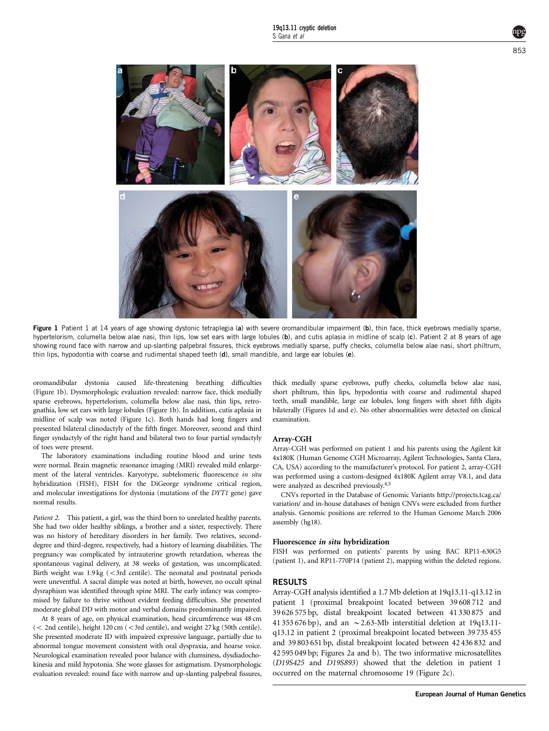Figure 1 Patient 1 at 14 years of age showing dystonic tetraplegia (**a**) with severe oromandibular impairment (**b**), thin face, thick eyebrows medially sparse, hypertelorism, columella below alae nasi, thin lips, low set ears with large lobules (**b**), and cutis aplasia in midline of scalp (**c**). Patient 2 at 8 years of age showing round face with narrow and up-slanting palpebral fissures, thick eyebrows medially sparse, puffy checks, columella below alae nasi, short philtrum, thin lips, hypodontia with coarse and rudimental shaped teeth (**d**), small mandible, and large ear lobules (**e**).

oromandibular dystonia caused life-threatening breathing difficulties (Figure 1b). Dysmorphologic evaluation revealed: narrow face, thick medially sparse eyebrows, hypertelorism, columella below alae nasi, thin lips, retrognathia, low set ears with large lobules (Figure 1b). In addition, cutis aplasia in midline of scalp was noted (Figure 1c). Both hands had long fingers and presented bilateral clinodactyly of the fifth finger. Moreover, second and third finger syndactyly of the right hand and bilateral two to four partial syndactyly of toes were present.

The laboratory examinations including routine blood and urine tests were normal. Brain magnetic resonance imaging (MRI) revealed mild enlargement of the lateral ventricles. Karyotype, subtelomeric fluorescence *in situ* hybridization (FISH), FISH for the DiGeorge syndrome critical region, and molecular investigations for dystonia (mutations of the *DYT1* gene) gave normal results.

*Patient 2.* This patient, a girl, was the third born to unrelated healthy parents. She had two older healthy siblings, a brother and a sister, respectively. There was no history of hereditary disorders in her family. Two relatives, second-degree and third-degree, respectively, had a history of learning disabilities. The pregnancy was complicated by intrauterine growth retardation, whereas the spontaneous vaginal delivery, at 38 weeks of gestation, was uncomplicated. Birth weight was 1.9 kg (<3rd centile). The neonatal and postnatal periods were uneventful. A sacral dimple was noted at birth, however, no occult spinal dysraphism was identified through spine MRI. The early infancy was compromised by failure to thrive without evident feeding difficulties. She presented moderate global DD with motor and verbal domains predominantly impaired.

At 8 years of age, on physical examination, head circumference was 48 cm (< 2nd centile), height 120 cm (<3rd centile), and weight 27 kg (50th centile). She presented moderate ID with impaired expressive language, partially due to abnormal tongue movement consistent with oral dyspraxia, and hoarse voice. Neurological examination revealed poor balance with clumsiness, dysdiadochokinesia and mild hypotonia. She wore glasses for astigmatism. Dysmorphologic evaluation revealed: round face with narrow and up-slanting palpebral fissures, thick medially sparse eyebrows, puffy cheeks, columella below alae nasi, short philtrum, thin lips, hypodontia with coarse and rudimental shaped teeth, small mandible, large ear lobules, long fingers with short fifth digits bilaterally (Figures 1d and e). No other abnormalities were detected on clinical examination.

### Array-CGH

Array-CGH was performed on patient 1 and his parents using the Agilent kit 4x180K (Human Genome CGH Microarray, Agilent Technologies, Santa Clara, CA, USA) according to the manufacturer's protocol. For patient 2, array-CGH was performed using a custom-designed 4x180K Agilent array V8.1, and data were analyzed as described previously.[4,5]

CNVs reported in the Database of Genomic Variants http://projects.tcag.ca/variation/ and in-house databases of benign CNVs were excluded from further analysis. Genomic positions are referred to the Human Genome March 2006 assembly (hg18).

### Fluorescence *in situ* hybridization

FISH was performed on patients' parents by using BAC RP11-630G5 (patient 1), and RP11-770P14 (patient 2), mapping within the deleted regions.

## RESULTS

Array-CGH analysis identified a 1.7 Mb deletion at 19q13.11-q13.12 in patient 1 (proximal breakpoint located between 39 608 712 and 39 626 575 bp, distal breakpoint located between 41 330 875 and 41 353 676 bp), and an ~2.63-Mb interstitial deletion at 19q13.11-q13.12 in patient 2 (proximal breakpoint located between 39 735 455 and 39 803 651 bp, distal breakpoint located between 42 436 832 and 42 595 049 bp; Figures 2a and b). The two informative microsatellites (*D19S425* and *D19S893*) showed that the deletion in patient 1 occurred on the maternal chromosome 19 (Figure 2c).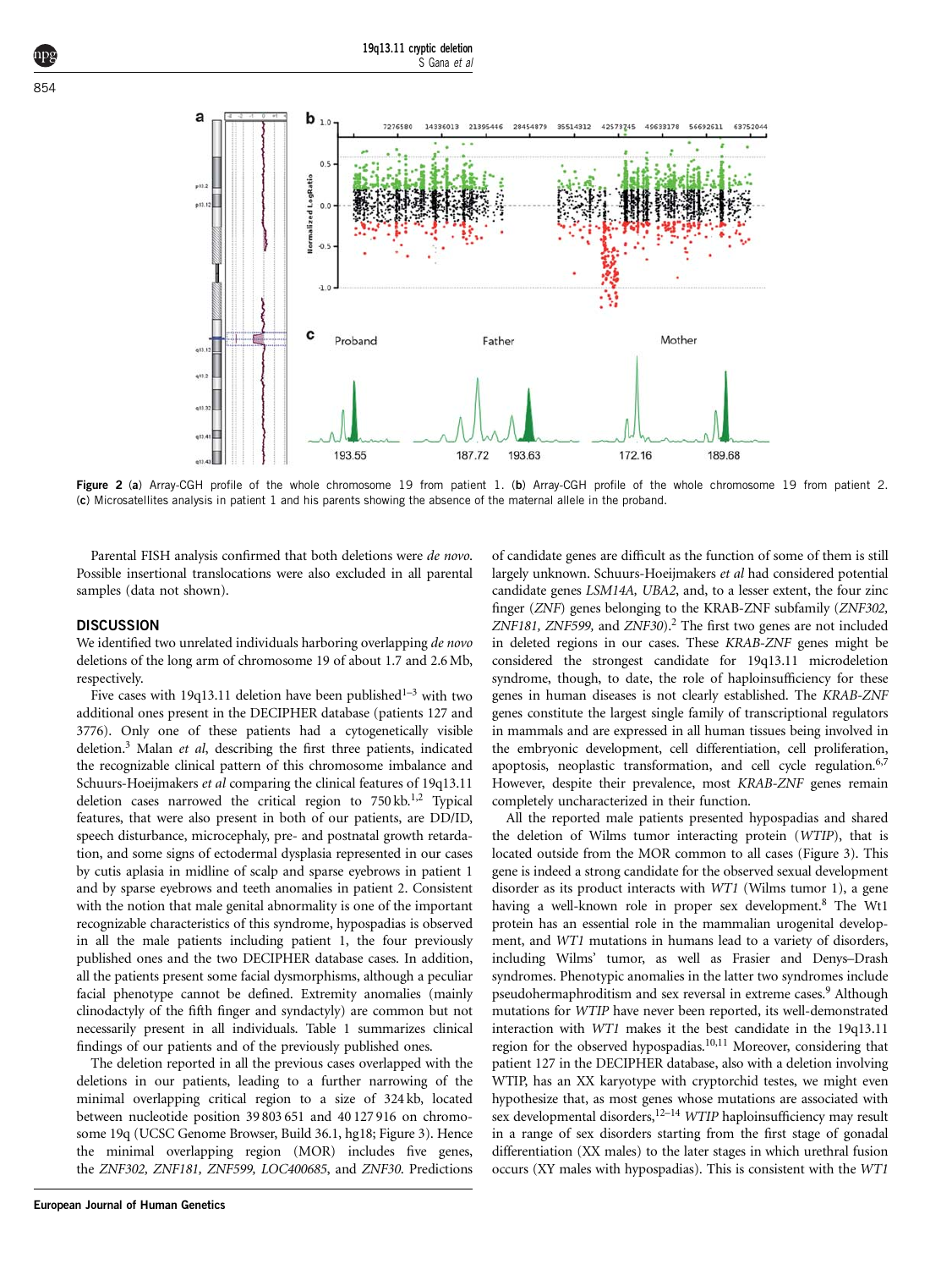**Figure 2** (**a**) Array-CGH profile of the whole chromosome 19 from patient 1. (**b**) Array-CGH profile of the whole chromosome 19 from patient 2. (**c**) Microsatellites analysis in patient 1 and his parents showing the absence of the maternal allele in the proband.

Parental FISH analysis confirmed that both deletions were *de novo*. Possible insertional translocations were also excluded in all parental samples (data not shown).

## DISCUSSION

We identified two unrelated individuals harboring overlapping *de novo* deletions of the long arm of chromosome 19 of about 1.7 and 2.6 Mb, respectively.

Five cases with 19q13.11 deletion have been published[1–3] with two additional ones present in the DECIPHER database (patients 127 and 3776). Only one of these patients had a cytogenetically visible deletion.[3] Malan *et al*, describing the first three patients, indicated the recognizable clinical pattern of this chromosome imbalance and Schuurs-Hoeijmakers *et al* comparing the clinical features of 19q13.11 deletion cases narrowed the critical region to 750 kb.[1,2] Typical features, that were also present in both of our patients, are DD/ID, speech disturbance, microcephaly, pre- and postnatal growth retardation, and some signs of ectodermal dysplasia represented in our cases by cutis aplasia in midline of scalp and sparse eyebrows in patient 1 and by sparse eyebrows and teeth anomalies in patient 2. Consistent with the notion that male genital abnormality is one of the important recognizable characteristics of this syndrome, hypospadias is observed in all the male patients including patient 1, the four previously published ones and the two DECIPHER database cases. In addition, all the patients present some facial dysmorphisms, although a peculiar facial phenotype cannot be defined. Extremity anomalies (mainly clinodactyly of the fifth finger and syndactyly) are common but not necessarily present in all individuals. Table 1 summarizes clinical findings of our patients and of the previously published ones.

The deletion reported in all the previous cases overlapped with the deletions in our patients, leading to a further narrowing of the minimal overlapping critical region to a size of 324 kb, located between nucleotide position 39 803 651 and 40 127 916 on chromosome 19q (UCSC Genome Browser, Build 36.1, hg18; Figure 3). Hence the minimal overlapping region (MOR) includes five genes, the *ZNF302, ZNF181, ZNF599, LOC400685*, and *ZNF30*. Predictions of candidate genes are difficult as the function of some of them is still largely unknown. Schuurs-Hoeijmakers *et al* had considered potential candidate genes *LSM14A, UBA2*, and, to a lesser extent, the four zinc finger (*ZNF*) genes belonging to the KRAB-ZNF subfamily (*ZNF302, ZNF181, ZNF599,* and *ZNF30*).[2] The first two genes are not included in deleted regions in our cases. These *KRAB-ZNF* genes might be considered the strongest candidate for 19q13.11 microdeletion syndrome, though, to date, the role of haploinsufficiency for these genes in human diseases is not clearly established. The *KRAB-ZNF* genes constitute the largest single family of transcriptional regulators in mammals and are expressed in all human tissues being involved in the embryonic development, cell differentiation, cell proliferation, apoptosis, neoplastic transformation, and cell cycle regulation.[6,7] However, despite their prevalence, most *KRAB-ZNF* genes remain completely uncharacterized in their function.

All the reported male patients presented hypospadias and shared the deletion of Wilms tumor interacting protein (*WTIP*), that is located outside from the MOR common to all cases (Figure 3). This gene is indeed a strong candidate for the observed sexual development disorder as its product interacts with *WT1* (Wilms tumor 1), a gene having a well-known role in proper sex development.[8] The Wt1 protein has an essential role in the mammalian urogenital development, and *WT1* mutations in humans lead to a variety of disorders, including Wilms' tumor, as well as Frasier and Denys–Drash syndromes. Phenotypic anomalies in the latter two syndromes include pseudohermaphroditism and sex reversal in extreme cases.[9] Although mutations for *WTIP* have never been reported, its well-demonstrated interaction with *WT1* makes it the best candidate in the 19q13.11 region for the observed hypospadias.[10,11] Moreover, considering that patient 127 in the DECIPHER database, also with a deletion involving WTIP, has an XX karyotype with cryptorchid testes, we might even hypothesize that, as most genes whose mutations are associated with sex developmental disorders,[12–14] *WTIP* haploinsufficiency may result in a range of sex disorders starting from the first stage of gonadal differentiation (XX males) to the later stages in which urethral fusion occurs (XY males with hypospadias). This is consistent with the *WT1*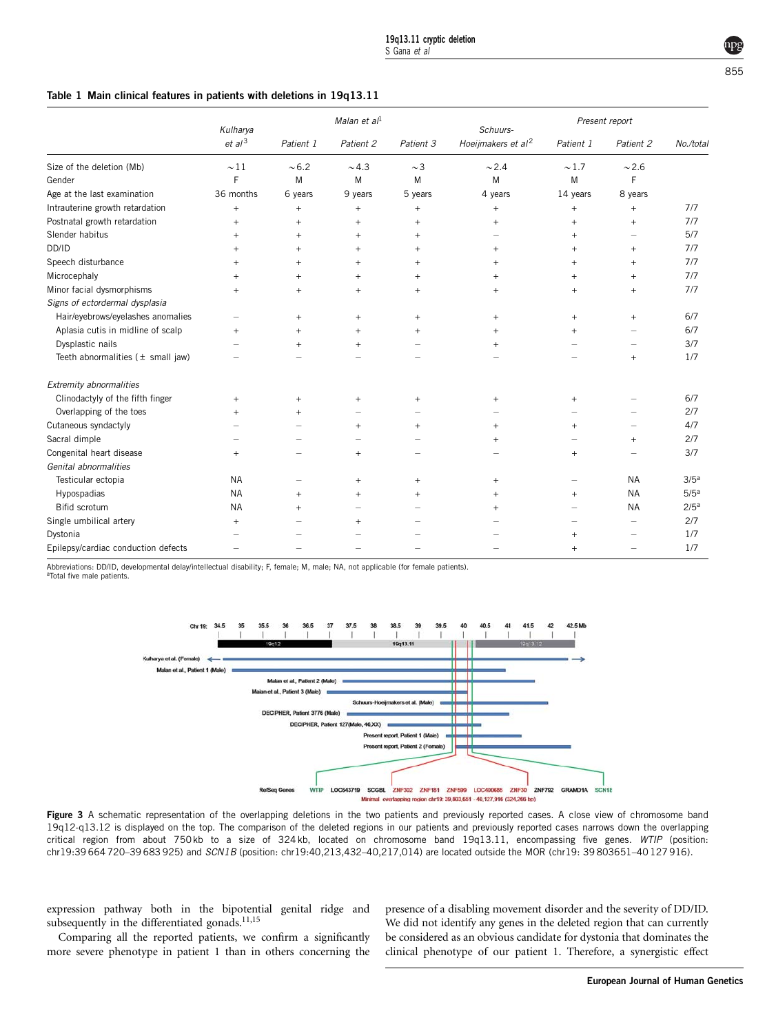**Table 1 Main clinical features in patients with deletions in 19q13.11**

| | *Kulharya et al*[3] | *Malan et al*[1] Patient 1 | Patient 2 | Patient 3 | *Schuurs-Hoeijmakers et al*[2] | *Present report* Patient 1 | Patient 2 | No./total |
|---|---|---|---|---|---|---|---|---|
| Size of the deletion (Mb) | ~11 | ~6.2 | ~4.3 | ~3 | ~2.4 | ~1.7 | ~2.6 | |
| Gender | F | M | M | M | M | M | F | |
| Age at the last examination | 36 months | 6 years | 9 years | 5 years | 4 years | 14 years | 8 years | |
| Intrauterine growth retardation | + | + | + | + | + | + | + | 7/7 |
| Postnatal growth retardation | + | + | + | + | + | + | + | 7/7 |
| Slender habitus | + | + | + | + | – | + | – | 5/7 |
| DD/ID | + | + | + | + | + | + | + | 7/7 |
| Speech disturbance | + | + | + | + | + | + | + | 7/7 |
| Microcephaly | + | + | + | + | + | + | + | 7/7 |
| Minor facial dysmorphisms | + | + | + | + | + | + | + | 7/7 |
| *Signs of ectordermal dysplasia* | | | | | | | | |
| Hair/eyebrows/eyelashes anomalies | – | + | + | + | + | + | + | 6/7 |
| Aplasia cutis in midline of scalp | + | + | + | + | + | + | – | 6/7 |
| Dysplastic nails | – | + | + | – | + | – | – | 3/7 |
| Teeth abnormalities (± small jaw) | – | – | – | – | – | – | + | 1/7 |
| *Extremity abnormalities* | | | | | | | | |
| Clinodactyly of the fifth finger | + | + | + | + | + | + | – | 6/7 |
| Overlapping of the toes | + | + | – | – | – | – | – | 2/7 |
| Cutaneous syndactyly | – | – | + | + | + | + | – | 4/7 |
| Sacral dimple | – | – | – | – | + | – | + | 2/7 |
| Congenital heart disease | + | – | + | – | – | + | – | 3/7 |
| *Genital abnormalities* | | | | | | | | |
| Testicular ectopia | NA | – | + | + | + | – | NA | 3/5[a] |
| Hypospadias | NA | + | + | + | + | + | NA | 5/5[a] |
| Bifid scrotum | NA | + | – | – | + | – | NA | 2/5[a] |
| Single umbilical artery | + | – | + | – | – | – | – | 2/7 |
| Dystonia | – | – | – | – | – | + | – | 1/7 |
| Epilepsy/cardiac conduction defects | – | – | – | – | – | + | – | 1/7 |

Abbreviations: DD/ID, developmental delay/intellectual disability; F, female; M, male; NA, not applicable (for female patients).
[a]Total five male patients.

**Figure 3** A schematic representation of the overlapping deletions in the two patients and previously reported cases. A close view of chromosome band 19q12-q13.12 is displayed on the top. The comparison of the deleted regions in our patients and previously reported cases narrows down the overlapping critical region from about 750 kb to a size of 324 kb, located on chromosome band 19q13.11, encompassing five genes. *WTIP* (position: chr19:39 664 720–39 683 925) and *SCN1B* (position: chr19:40,213,432–40,217,014) are located outside the MOR (chr19: 39 803651–40 127 916).

expression pathway both in the bipotential genital ridge and subsequently in the differentiated gonads.[11,15]

Comparing all the reported patients, we confirm a significantly more severe phenotype in patient 1 than in others concerning the presence of a disabling movement disorder and the severity of DD/ID. We did not identify any genes in the deleted region that can currently be considered as an obvious candidate for dystonia that dominates the clinical phenotype of our patient 1. Therefore, a synergistic effect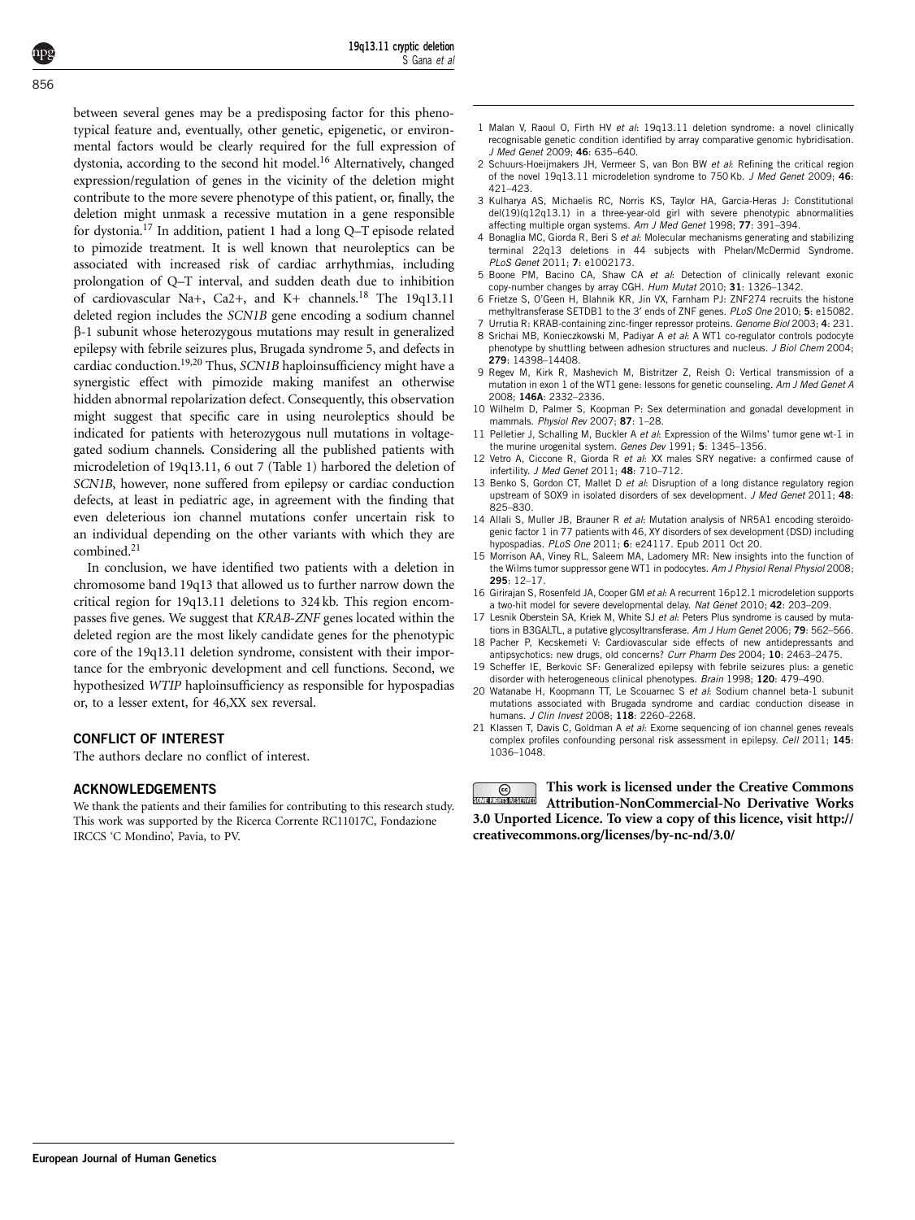between several genes may be a predisposing factor for this phenotypical feature and, eventually, other genetic, epigenetic, or environmental factors would be clearly required for the full expression of dystonia, according to the second hit model.[16] Alternatively, changed expression/regulation of genes in the vicinity of the deletion might contribute to the more severe phenotype of this patient, or, finally, the deletion might unmask a recessive mutation in a gene responsible for dystonia.[17] In addition, patient 1 had a long Q–T episode related to pimozide treatment. It is well known that neuroleptics can be associated with increased risk of cardiac arrhythmias, including prolongation of Q–T interval, and sudden death due to inhibition of cardiovascular Na+, Ca2+, and K+ channels.[18] The 19q13.11 deleted region includes the *SCN1B* gene encoding a sodium channel β-1 subunit whose heterozygous mutations may result in generalized epilepsy with febrile seizures plus, Brugada syndrome 5, and defects in cardiac conduction.[19,20] Thus, *SCN1B* haploinsufficiency might have a synergistic effect with pimozide making manifest an otherwise hidden abnormal repolarization defect. Consequently, this observation might suggest that specific care in using neuroleptics should be indicated for patients with heterozygous null mutations in voltage-gated sodium channels. Considering all the published patients with microdeletion of 19q13.11, 6 out 7 (Table 1) harbored the deletion of *SCN1B*, however, none suffered from epilepsy or cardiac conduction defects, at least in pediatric age, in agreement with the finding that even deleterious ion channel mutations confer uncertain risk to an individual depending on the other variants with which they are combined.[21]

In conclusion, we have identified two patients with a deletion in chromosome band 19q13 that allowed us to further narrow down the critical region for 19q13.11 deletions to 324 kb. This region encompasses five genes. We suggest that *KRAB-ZNF* genes located within the deleted region are the most likely candidate genes for the phenotypic core of the 19q13.11 deletion syndrome, consistent with their importance for the embryonic development and cell functions. Second, we hypothesized *WTIP* haploinsufficiency as responsible for hypospadias or, to a lesser extent, for 46,XX sex reversal.

## CONFLICT OF INTEREST

The authors declare no conflict of interest.

## ACKNOWLEDGEMENTS

We thank the patients and their families for contributing to this research study. This work was supported by the Ricerca Corrente RC11017C, Fondazione IRCCS 'C Mondino', Pavia, to PV.

1 Malan V, Raoul O, Firth HV *et al*: 19q13.11 deletion syndrome: a novel clinically recognisable genetic condition identified by array comparative genomic hybridisation. *J Med Genet* 2009; **46**: 635–640.
2 Schuurs-Hoeijmakers JH, Vermeer S, van Bon BW *et al*: Refining the critical region of the novel 19q13.11 microdeletion syndrome to 750 Kb. *J Med Genet* 2009; **46**: 421–423.
3 Kulharya AS, Michaelis RC, Norris KS, Taylor HA, Garcia-Heras J: Constitutional del(19)(q12q13.1) in a three-year-old girl with severe phenotypic abnormalities affecting multiple organ systems. *Am J Med Genet* 1998; **77**: 391–394.
4 Bonaglia MC, Giorda R, Beri S *et al*: Molecular mechanisms generating and stabilizing terminal 22q13 deletions in 44 subjects with Phelan/McDermid Syndrome. *PLoS Genet* 2011; **7**: e1002173.
5 Boone PM, Bacino CA, Shaw CA *et al*: Detection of clinically relevant exonic copy-number changes by array CGH. *Hum Mutat* 2010; **31**: 1326–1342.
6 Frietze S, O'Geen H, Blahnik KR, Jin VX, Farnham PJ: ZNF274 recruits the histone methyltransferase SETDB1 to the 3′ ends of ZNF genes. *PLoS One* 2010; **5**: e15082.
7 Urrutia R: KRAB-containing zinc-finger repressor proteins. *Genome Biol* 2003; **4**: 231.
8 Srichai MB, Konieczkowski M, Padiyar A *et al*: A WT1 co-regulator controls podocyte phenotype by shuttling between adhesion structures and nucleus. *J Biol Chem* 2004; **279**: 14398–14408.
9 Regev M, Kirk R, Mashevich M, Bistritzer Z, Reish O: Vertical transmission of a mutation in exon 1 of the WT1 gene: lessons for genetic counseling. *Am J Med Genet A* 2008; **146A**: 2332–2336.
10 Wilhelm D, Palmer S, Koopman P: Sex determination and gonadal development in mammals. *Physiol Rev* 2007; **87**: 1–28.
11 Pelletier J, Schalling M, Buckler A *et al*: Expression of the Wilms' tumor gene wt-1 in the murine urogenital system. *Genes Dev* 1991; **5**: 1345–1356.
12 Vetro A, Ciccone R, Giorda R *et al*: XX males SRY negative: a confirmed cause of infertility. *J Med Genet* 2011; **48**: 710–712.
13 Benko S, Gordon CT, Mallet D *et al*: Disruption of a long distance regulatory region upstream of SOX9 in isolated disorders of sex development. *J Med Genet* 2011; **48**: 825–830.
14 Allali S, Muller JB, Brauner R *et al*: Mutation analysis of NR5A1 encoding steroidogenic factor 1 in 77 patients with 46, XY disorders of sex development (DSD) including hypospadias. *PLoS One* 2011; **6**: e24117. Epub 2011 Oct 20.
15 Morrison AA, Viney RL, Saleem MA, Ladomery MR: New insights into the function of the Wilms tumor suppressor gene WT1 in podocytes. *Am J Physiol Renal Physiol* 2008; **295**: 12–17.
16 Girirajan S, Rosenfeld JA, Cooper GM *et al*: A recurrent 16p12.1 microdeletion supports a two-hit model for severe developmental delay. *Nat Genet* 2010; **42**: 203–209.
17 Lesnik Oberstein SA, Kriek M, White SJ *et al*: Peters Plus syndrome is caused by mutations in B3GALTL, a putative glycosyltransferase. *Am J Hum Genet* 2006; **79**: 562–566.
18 Pacher P, Kecskemeti V: Cardiovascular side effects of new antidepressants and antipsychotics: new drugs, old concerns? *Curr Pharm Des* 2004; **10**: 2463–2475.
19 Scheffer IE, Berkovic SF: Generalized epilepsy with febrile seizures plus: a genetic disorder with heterogeneous clinical phenotypes. *Brain* 1998; **120**: 479–490.
20 Watanabe H, Koopmann TT, Le Scouarnec S *et al*: Sodium channel beta-1 subunit mutations associated with Brugada syndrome and cardiac conduction disease in humans. *J Clin Invest* 2008; **118**: 2260–2268.
21 Klassen T, Davis C, Goldman A *et al*: Exome sequencing of ion channel genes reveals complex profiles confounding personal risk assessment in epilepsy. *Cell* 2011; **145**: 1036–1048.

**This work is licensed under the Creative Commons Attribution-NonCommercial-No Derivative Works 3.0 Unported Licence. To view a copy of this licence, visit http://creativecommons.org/licenses/by-nc-nd/3.0/**